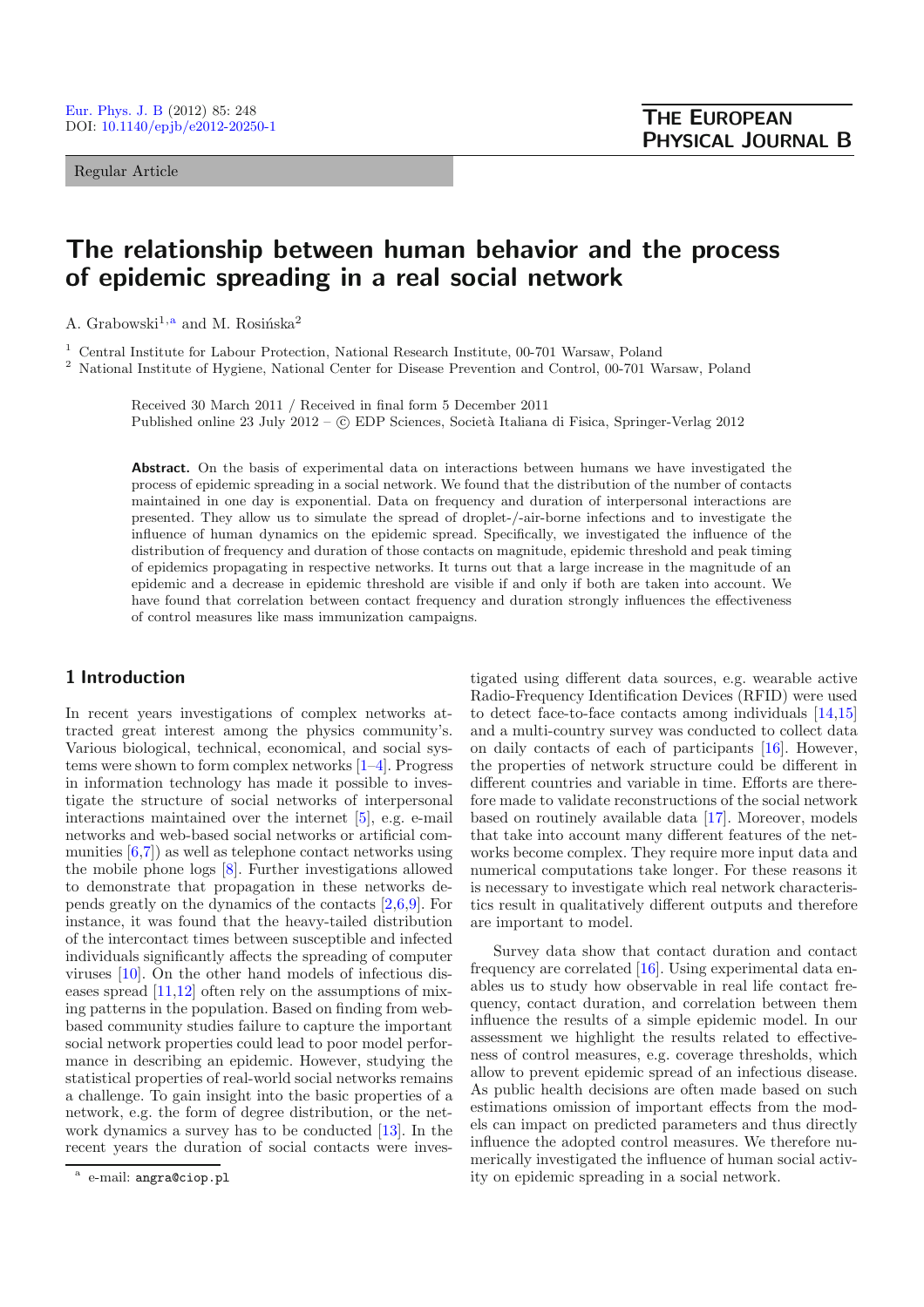Regular Article

# The relationship between human behavior and the process of epidemic spreading in a real social network

A. Grabowski[1,a] and M. Rosińska[2]

[1] Central Institute for Labour Protection, National Research Institute, 00-701 Warsaw, Poland
[2] National Institute of Hygiene, National Center for Disease Prevention and Control, 00-701 Warsaw, Poland

Received 30 March 2011 / Received in final form 5 December 2011
Published online 23 July 2012 – © EDP Sciences, Società Italiana di Fisica, Springer-Verlag 2012

**Abstract.** On the basis of experimental data on interactions between humans we have investigated the process of epidemic spreading in a social network. We found that the distribution of the number of contacts maintained in one day is exponential. Data on frequency and duration of interpersonal interactions are presented. They allow us to simulate the spread of droplet-/-air-borne infections and to investigate the influence of human dynamics on the epidemic spread. Specifically, we investigated the influence of the distribution of frequency and duration of those contacts on magnitude, epidemic threshold and peak timing of epidemics propagating in respective networks. It turns out that a large increase in the magnitude of an epidemic and a decrease in epidemic threshold are visible if and only if both are taken into account. We have found that correlation between contact frequency and duration strongly influences the effectiveness of control measures like mass immunization campaigns.

## 1 Introduction

In recent years investigations of complex networks attracted great interest among the physics community's. Various biological, technical, economical, and social systems were shown to form complex networks [1–4]. Progress in information technology has made it possible to investigate the structure of social networks of interpersonal interactions maintained over the internet [5], e.g. e-mail networks and web-based social networks or artificial communities [6,7]) as well as telephone contact networks using the mobile phone logs [8]. Further investigations allowed to demonstrate that propagation in these networks depends greatly on the dynamics of the contacts [2,6,9]. For instance, it was found that the heavy-tailed distribution of the intercontact times between susceptible and infected individuals significantly affects the spreading of computer viruses [10]. On the other hand models of infectious diseases spread [11,12] often rely on the assumptions of mixing patterns in the population. Based on finding from web-based community studies failure to capture the important social network properties could lead to poor model performance in describing an epidemic. However, studying the statistical properties of real-world social networks remains a challenge. To gain insight into the basic properties of a network, e.g. the form of degree distribution, or the network dynamics a survey has to be conducted [13]. In the recent years the duration of social contacts were investigated using different data sources, e.g. wearable active Radio-Frequency Identification Devices (RFID) were used to detect face-to-face contacts among individuals [14,15] and a multi-country survey was conducted to collect data on daily contacts of each of participants [16]. However, the properties of network structure could be different in different countries and variable in time. Efforts are therefore made to validate reconstructions of the social network based on routinely available data [17]. Moreover, models that take into account many different features of the networks become complex. They require more input data and numerical computations take longer. For these reasons it is necessary to investigate which real network characteristics result in qualitatively different outputs and therefore are important to model.

Survey data show that contact duration and contact frequency are correlated [16]. Using experimental data enables us to study how observable in real life contact frequency, contact duration, and correlation between them influence the results of a simple epidemic model. In our assessment we highlight the results related to effectiveness of control measures, e.g. coverage thresholds, which allow to prevent epidemic spread of an infectious disease. As public health decisions are often made based on such estimations omission of important effects from the models can impact on predicted parameters and thus directly influence the adopted control measures. We therefore numerically investigated the influence of human social activity on epidemic spreading in a social network.

[a] e-mail: angra@ciop.pl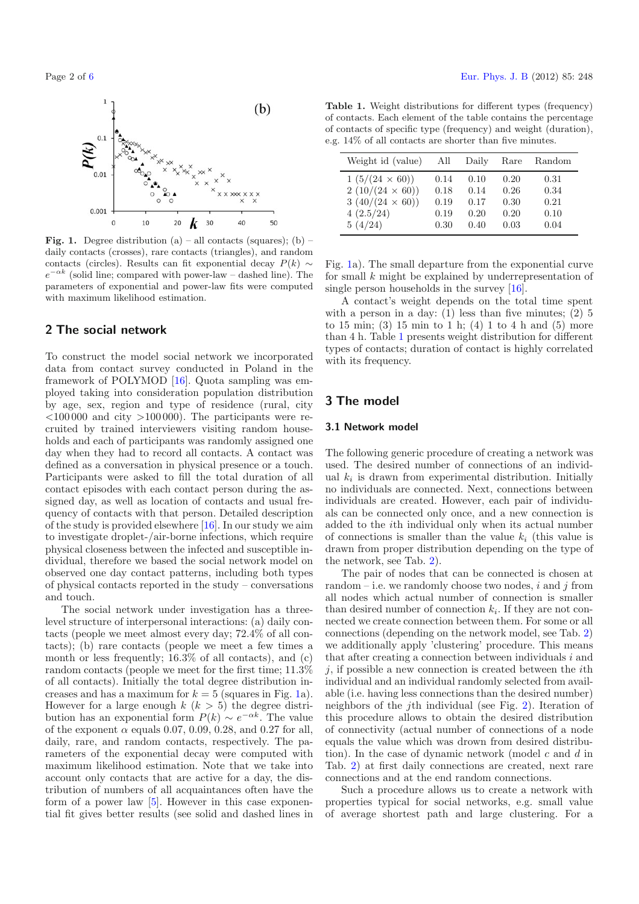**Fig. 1.** Degree distribution (a) – all contacts (squares); (b) – daily contacts (crosses), rare contacts (triangles), and random contacts (circles). Results can fit exponential decay $P(k) \sim e^{-\alpha k}$ (solid line; compared with power-law – dashed line). The parameters of exponential and power-law fits were computed with maximum likelihood estimation.

## 2 The social network

To construct the model social network we incorporated data from contact survey conducted in Poland in the framework of POLYMOD [16]. Quota sampling was employed taking into consideration population distribution by age, sex, region and type of residence (rural, city <100 000 and city >100 000). The participants were recruited by trained interviewers visiting random households and each of participants was randomly assigned one day when they had to record all contacts. A contact was defined as a conversation in physical presence or a touch. Participants were asked to fill the total duration of all contact episodes with each contact person during the assigned day, as well as location of contacts and usual frequency of contacts with that person. Detailed description of the study is provided elsewhere [16]. In our study we aim to investigate droplet-/air-borne infections, which require physical closeness between the infected and susceptible individual, therefore we based the social network model on observed one day contact patterns, including both types of physical contacts reported in the study – conversations and touch.

The social network under investigation has a three-level structure of interpersonal interactions: (a) daily contacts (people we meet almost every day; 72.4% of all contacts); (b) rare contacts (people we meet a few times a month or less frequently; 16.3% of all contacts), and (c) random contacts (people we meet for the first time; 11.3% of all contacts). Initially the total degree distribution increases and has a maximum for $k = 5$ (squares in Fig. 1a). However for a large enough $k$ ($k > 5$) the degree distribution has an exponential form $P(k) \sim e^{-\alpha k}$. The value of the exponent $\alpha$ equals 0.07, 0.09, 0.28, and 0.27 for all, daily, rare, and random contacts, respectively. The parameters of the exponential decay were computed with maximum likelihood estimation. Note that we take into account only contacts that are active for a day, the distribution of numbers of all acquaintances often have the form of a power law [5]. However in this case exponential fit gives better results (see solid and dashed lines in Fig. 1a). The small departure from the exponential curve for small $k$ might be explained by underrepresentation of single person households in the survey [16].

A contact's weight depends on the total time spent with a person in a day: (1) less than five minutes; (2) 5 to 15 min; (3) 15 min to 1 h; (4) 1 to 4 h and (5) more than 4 h. Table 1 presents weight distribution for different types of contacts; duration of contact is highly correlated with its frequency.

**Table 1.** Weight distributions for different types (frequency) of contacts. Each element of the table contains the percentage of contacts of specific type (frequency) and weight (duration), e.g. 14% of all contacts are shorter than five minutes.

| Weight id (value) | All | Daily | Rare | Random |
|---|---|---|---|---|
| 1 ($5/(24 \times 60)$) | 0.14 | 0.10 | 0.20 | 0.31 |
| 2 ($10/(24 \times 60)$) | 0.18 | 0.14 | 0.26 | 0.34 |
| 3 ($40/(24 \times 60)$) | 0.19 | 0.17 | 0.30 | 0.21 |
| 4 ($2.5/24$) | 0.19 | 0.20 | 0.20 | 0.10 |
| 5 ($4/24$) | 0.30 | 0.40 | 0.03 | 0.04 |

## 3 The model

### 3.1 Network model

The following generic procedure of creating a network was used. The desired number of connections of an individual $k_i$ is drawn from experimental distribution. Initially no individuals are connected. Next, connections between individuals are created. However, each pair of individuals can be connected only once, and a new connection is added to the $i$th individual only when its actual number of connections is smaller than the value $k_i$ (this value is drawn from proper distribution depending on the type of the network, see Tab. 2).

The pair of nodes that can be connected is chosen at random – i.e. we randomly choose two nodes, $i$ and $j$ from all nodes which actual number of connection is smaller than desired number of connection $k_i$. If they are not connected we create connection between them. For some or all connections (depending on the network model, see Tab. 2) we additionally apply 'clustering' procedure. This means that after creating a connection between individuals $i$ and $j$, if possible a new connection is created between the $i$th individual and an individual randomly selected from available (i.e. having less connections than the desired number) neighbors of the $j$th individual (see Fig. 2). Iteration of this procedure allows to obtain the desired distribution of connectivity (actual number of connections of a node equals the value which was drawn from desired distribution). In the case of dynamic network (model c and d in Tab. 2) at first daily connections are created, next rare connections and at the end random connections.

Such a procedure allows us to create a network with properties typical for social networks, e.g. small value of average shortest path and large clustering. For a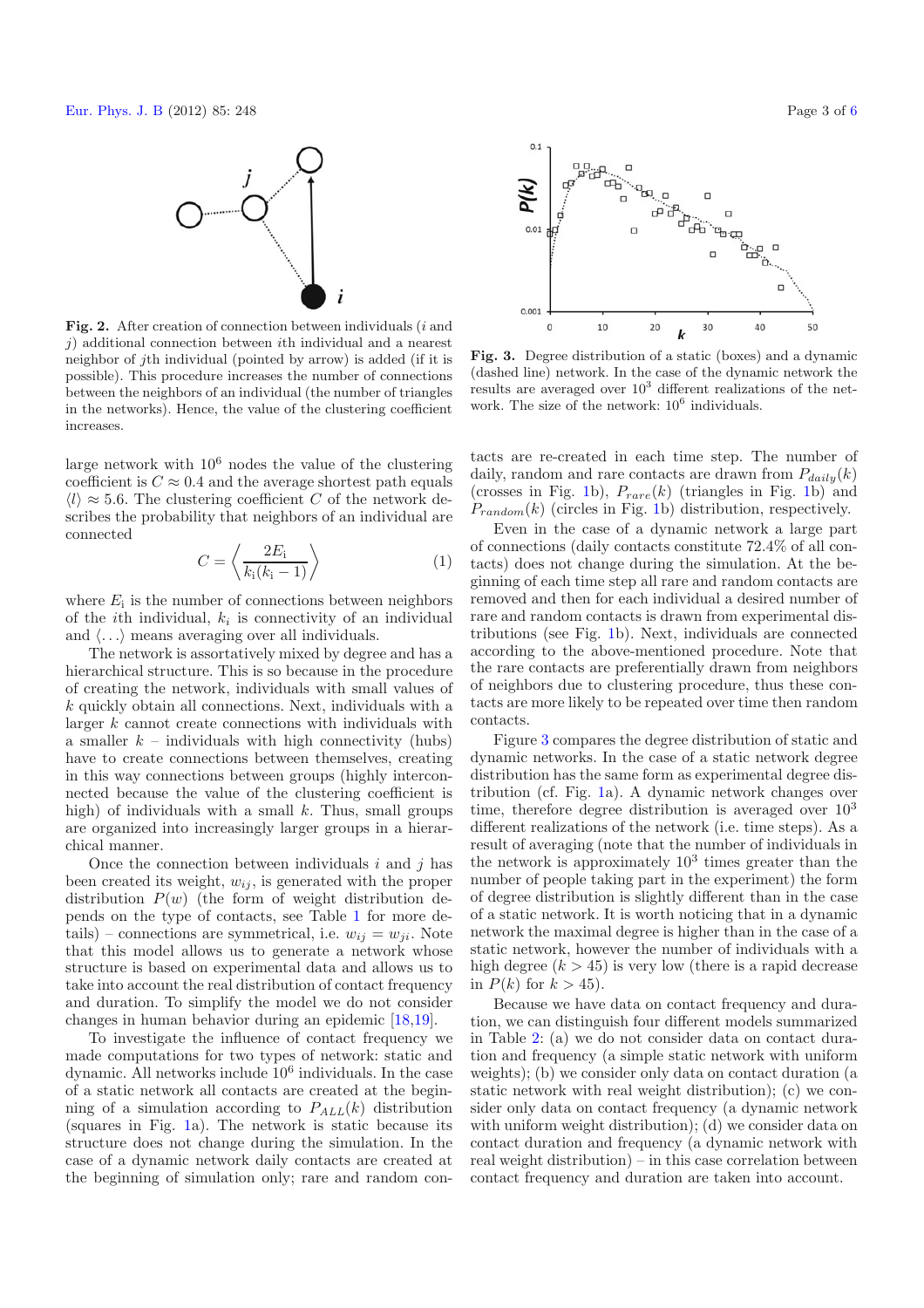**Fig. 2.** After creation of connection between individuals ($i$ and $j$) additional connection between $i$th individual and a nearest neighbor of $j$th individual (pointed by arrow) is added (if it is possible). This procedure increases the number of connections between the neighbors of an individual (the number of triangles in the networks). Hence, the value of the clustering coefficient increases.

large network with $10^6$ nodes the value of the clustering coefficient is $C \approx 0.4$ and the average shortest path equals $\langle l \rangle \approx 5.6$. The clustering coefficient $C$ of the network describes the probability that neighbors of an individual are connected

$$C = \left\langle \frac{2E_\mathrm{i}}{k_\mathrm{i}(k_\mathrm{i} - 1)} \right\rangle \tag{1}$$

where $E_\mathrm{i}$ is the number of connections between neighbors of the $i$th individual, $k_i$ is connectivity of an individual and $\langle \ldots \rangle$ means averaging over all individuals.

The network is assortatively mixed by degree and has a hierarchical structure. This is so because in the procedure of creating the network, individuals with small values of $k$ quickly obtain all connections. Next, individuals with a larger $k$ cannot create connections with individuals with a smaller $k$ – individuals with high connectivity (hubs) have to create connections between themselves, creating in this way connections between groups (highly interconnected because the value of the clustering coefficient is high) of individuals with a small $k$. Thus, small groups are organized into increasingly larger groups in a hierarchical manner.

Once the connection between individuals $i$ and $j$ has been created its weight, $w_{ij}$, is generated with the proper distribution $P(w)$ (the form of weight distribution depends on the type of contacts, see Table 1 for more details) – connections are symmetrical, i.e. $w_{ij} = w_{ji}$. Note that this model allows us to generate a network whose structure is based on experimental data and allows us to take into account the real distribution of contact frequency and duration. To simplify the model we do not consider changes in human behavior during an epidemic [18,19].

To investigate the influence of contact frequency we made computations for two types of network: static and dynamic. All networks include $10^6$ individuals. In the case of a static network all contacts are created at the beginning of a simulation according to $P_{ALL}(k)$ distribution (squares in Fig. 1a). The network is static because its structure does not change during the simulation. In the case of a dynamic network daily contacts are created at the beginning of simulation only; rare and random contacts are re-created in each time step. The number of daily, random and rare contacts are drawn from $P_{daily}(k)$ (crosses in Fig. 1b), $P_{rare}(k)$ (triangles in Fig. 1b) and $P_{random}(k)$ (circles in Fig. 1b) distribution, respectively.

**Fig. 3.** Degree distribution of a static (boxes) and a dynamic (dashed line) network. In the case of the dynamic network the results are averaged over $10^3$ different realizations of the network. The size of the network: $10^6$ individuals.

Even in the case of a dynamic network a large part of connections (daily contacts constitute 72.4% of all contacts) does not change during the simulation. At the beginning of each time step all rare and random contacts are removed and then for each individual a desired number of rare and random contacts is drawn from experimental distributions (see Fig. 1b). Next, individuals are connected according to the above-mentioned procedure. Note that the rare contacts are preferentially drawn from neighbors of neighbors due to clustering procedure, thus these contacts are more likely to be repeated over time then random contacts.

Figure 3 compares the degree distribution of static and dynamic networks. In the case of a static network degree distribution has the same form as experimental degree distribution (cf. Fig. 1a). A dynamic network changes over time, therefore degree distribution is averaged over $10^3$ different realizations of the network (i.e. time steps). As a result of averaging (note that the number of individuals in the network is approximately $10^3$ times greater than the number of people taking part in the experiment) the form of degree distribution is slightly different than in the case of a static network. It is worth noticing that in a dynamic network the maximal degree is higher than in the case of a static network, however the number of individuals with a high degree ($k > 45$) is very low (there is a rapid decrease in $P(k)$ for $k > 45$).

Because we have data on contact frequency and duration, we can distinguish four different models summarized in Table 2: (a) we do not consider data on contact duration and frequency (a simple static network with uniform weights); (b) we consider only data on contact duration (a static network with real weight distribution); (c) we consider only data on contact frequency (a dynamic network with uniform weight distribution); (d) we consider data on contact duration and frequency (a dynamic network with real weight distribution) – in this case correlation between contact frequency and duration are taken into account.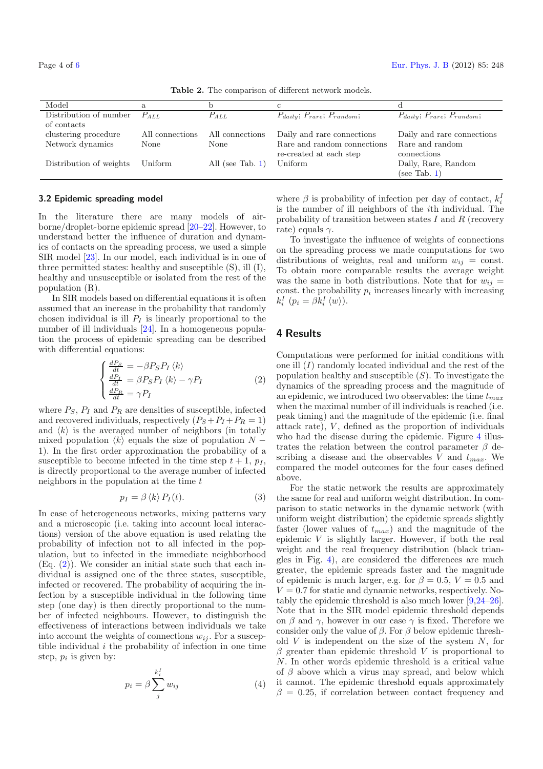**Table 2.** The comparison of different network models.

| Model | a | b | c | d |
|---|---|---|---|---|
| Distribution of number of contacts | $P_{ALL}$ | $P_{ALL}$ | $P_{daily}$; $P_{rare}$; $P_{random}$; | $P_{daily}$; $P_{rare}$; $P_{random}$; |
| clustering procedure | All connections | All connections | Daily and rare connections | Daily and rare connections |
| Network dynamics | None | None | Rare and random connections re-created at each step | Rare and random connections |
| Distribution of weights | Uniform | All (see Tab. 1) | Uniform | Daily, Rare, Random (see Tab. 1) |

### 3.2 Epidemic spreading model

In the literature there are many models of air-borne/droplet-borne epidemic spread [20–22]. However, to understand better the influence of duration and dynamics of contacts on the spreading process, we used a simple SIR model [23]. In our model, each individual is in one of three permitted states: healthy and susceptible (S), ill (I), healthy and unsusceptible or isolated from the rest of the population (R).

In SIR models based on differential equations it is often assumed that an increase in the probability that randomly chosen individual is ill $P_I$ is linearly proportional to the number of ill individuals [24]. In a homogeneous population the process of epidemic spreading can be described with differential equations:

$$\begin{cases} \frac{dP_S}{dt} = -\beta P_S P_I \langle k \rangle \\ \frac{dP_I}{dt} = \beta P_S P_I \langle k \rangle - \gamma P_I \\ \frac{dP_R}{dt} = \gamma P_I \end{cases} \tag{2}$$

where $P_S$, $P_I$ and $P_R$ are densities of susceptible, infected and recovered individuals, respectively ($P_S + P_I + P_R = 1$) and $\langle k \rangle$ is the averaged number of neighbors (in totally mixed population $\langle k \rangle$ equals the size of population $N - 1$). In the first order approximation the probability of a susceptible to become infected in the time step $t+1$, $p_I$, is directly proportional to the average number of infected neighbors in the population at the time $t$

$$p_I = \beta \langle k \rangle P_I(t). \tag{3}$$

In case of heterogeneous networks, mixing patterns vary and a microscopic (i.e. taking into account local interactions) version of the above equation is used relating the probability of infection not to all infected in the population, but to infected in the immediate neighborhood (Eq. (2)). We consider an initial state such that each individual is assigned one of the three states, susceptible, infected or recovered. The probability of acquiring the infection by a susceptible individual in the following time step (one day) is then directly proportional to the number of infected neighbours. However, to distinguish the effectiveness of interactions between individuals we take into account the weights of connections $w_{ij}$. For a susceptible individual $i$ the probability of infection in one time step, $p_i$ is given by:

$$p_i = \beta \sum_{j}^{k_i^I} w_{ij} \tag{4}$$

where $\beta$ is probability of infection per day of contact, $k_i^I$ is the number of ill neighbors of the $i$th individual. The probability of transition between states $I$ and $R$ (recovery rate) equals $\gamma$.

To investigate the influence of weights of connections on the spreading process we made computations for two distributions of weights, real and uniform $w_{ij}$ = const. To obtain more comparable results the average weight was the same in both distributions. Note that for $w_{ij}$ = const. the probability $p_i$ increases linearly with increasing $k_i^I$ ($p_i = \beta k_i^I \langle w \rangle$).

## 4 Results

Computations were performed for initial conditions with one ill ($I$) randomly located individual and the rest of the population healthy and susceptible ($S$). To investigate the dynamics of the spreading process and the magnitude of an epidemic, we introduced two observables: the time $t_{max}$ when the maximal number of ill individuals is reached (i.e. peak timing) and the magnitude of the epidemic (i.e. final attack rate), $V$, defined as the proportion of individuals who had the disease during the epidemic. Figure 4 illustrates the relation between the control parameter $\beta$ describing a disease and the observables $V$ and $t_{max}$. We compared the model outcomes for the four cases defined above.

For the static network the results are approximately the same for real and uniform weight distribution. In comparison to static networks in the dynamic network (with uniform weight distribution) the epidemic spreads slightly faster (lower values of $t_{max}$) and the magnitude of the epidemic $V$ is slightly larger. However, if both the real weight and the real frequency distribution (black triangles in Fig. 4), are considered the differences are much greater, the epidemic spreads faster and the magnitude of epidemic is much larger, e.g. for $\beta = 0.5$, $V = 0.5$ and $V = 0.7$ for static and dynamic networks, respectively. Notably the epidemic threshold is also much lower [9,24–26]. Note that in the SIR model epidemic threshold depends on $\beta$ and $\gamma$, however in our case $\gamma$ is fixed. Therefore we consider only the value of $\beta$. For $\beta$ below epidemic threshold $V$ is independent on the size of the system $N$, for $\beta$ greater than epidemic threshold $V$ is proportional to $N$. In other words epidemic threshold is a critical value of $\beta$ above which a virus may spread, and below which it cannot. The epidemic threshold equals approximately $\beta = 0.25$, if correlation between contact frequency and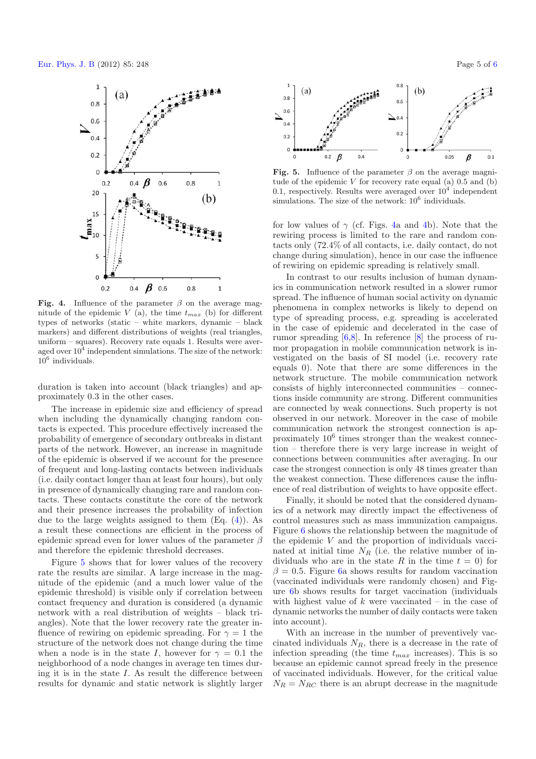**Fig. 4.** Influence of the parameter $\beta$ on the average magnitude of the epidemic $V$ (a), the time $t_{max}$ (b) for different types of networks (static – white markers, dynamic – black markers) and different distributions of weights (real triangles, uniform – squares). Recovery rate equals 1. Results were averaged over $10^4$ independent simulations. The size of the network: $10^6$ individuals.

duration is taken into account (black triangles) and approximately 0.3 in the other cases.

The increase in epidemic size and efficiency of spread when including the dynamically changing random contacts is expected. This procedure effectively increased the probability of emergence of secondary outbreaks in distant parts of the network. However, an increase in magnitude of the epidemic is observed if we account for the presence of frequent and long-lasting contacts between individuals (i.e. daily contact longer than at least four hours), but only in presence of dynamically changing rare and random contacts. These contacts constitute the core of the network and their presence increases the probability of infection due to the large weights assigned to them (Eq. (4)). As a result these connections are efficient in the process of epidemic spread even for lower values of the parameter $\beta$ and therefore the epidemic threshold decreases.

Figure 5 shows that for lower values of the recovery rate the results are similar. A large increase in the magnitude of the epidemic (and a much lower value of the epidemic threshold) is visible only if correlation between contact frequency and duration is considered (a dynamic network with a real distribution of weights – black triangles). Note that the lower recovery rate the greater influence of rewiring on epidemic spreading. For $\gamma = 1$ the structure of the network does not change during the time when a node is in the state $I$, however for $\gamma = 0.1$ the neighborhood of a node changes in average ten times during it is in the state $I$. As result the difference between results for dynamic and static network is slightly larger for low values of $\gamma$ (cf. Figs. 4a and 4b). Note that the rewiring process is limited to the rare and random contacts only (72.4% of all contacts, i.e. daily contact, do not change during simulation), hence in our case the influence of rewiring on epidemic spreading is relatively small.

**Fig. 5.** Influence of the parameter $\beta$ on the average magnitude of the epidemic $V$ for recovery rate equal (a) 0.5 and (b) 0.1, respectively. Results were averaged over $10^4$ independent simulations. The size of the network: $10^6$ individuals.

In contrast to our results inclusion of human dynamics in communication network resulted in a slower rumor spread. The influence of human social activity on dynamic phenomena in complex networks is likely to depend on type of spreading process, e.g. spreading is accelerated in the case of epidemic and decelerated in the case of rumor spreading [6,8]. In reference [8] the process of rumor propagation in mobile communication network is investigated on the basis of SI model (i.e. recovery rate equals 0). Note that there are some differences in the network structure. The mobile communication network consists of highly interconnected communities – connections inside community are strong. Different communities are connected by weak connections. Such property is not observed in our network. Moreover in the case of mobile communication network the strongest connection is approximately $10^6$ times stronger than the weakest connection – therefore there is very large increase in weight of connections between communities after averaging. In our case the strongest connection is only 48 times greater than the weakest connection. These differences cause the influence of real distribution of weights to have opposite effect.

Finally, it should be noted that the considered dynamics of a network may directly impact the effectiveness of control measures such as mass immunization campaigns. Figure 6 shows the relationship between the magnitude of the epidemic $V$ and the proportion of individuals vaccinated at initial time $N_R$ (i.e. the relative number of individuals who are in the state $R$ in the time $t = 0$) for $\beta = 0.5$. Figure 6a shows results for random vaccination (vaccinated individuals were randomly chosen) and Figure 6b shows results for target vaccination (individuals with highest value of $k$ were vaccinated – in the case of dynamic networks the number of daily contacts were taken into account).

With an increase in the number of preventively vaccinated individuals $N_R$, there is a decrease in the rate of infection spreading (the time $t_{max}$ increases). This is so because an epidemic cannot spread freely in the presence of vaccinated individuals. However, for the critical value $N_R = N_{RC}$ there is an abrupt decrease in the magnitude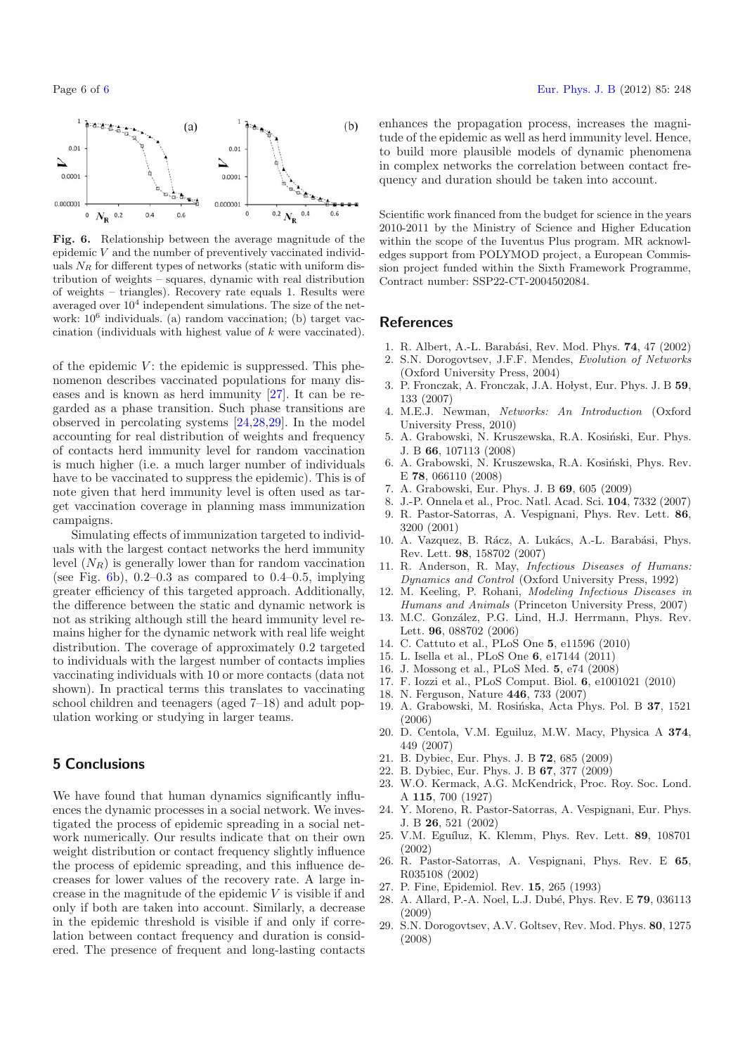(a)

1

0.01

$V$

0.0001

0.000001

0 $N_R$ 0.2 0.4 0.6

(b)

1

0.01

$V$

0.0001

0.000001

0 0.2 $N_R$ 0.4 0.6

**Fig. 6.** Relationship between the average magnitude of the epidemic $V$ and the number of preventively vaccinated individuals $N_R$ for different types of networks (static with uniform distribution of weights – squares, dynamic with real distribution of weights – triangles). Recovery rate equals 1. Results were averaged over $10^4$ independent simulations. The size of the network: $10^6$ individuals. (a) random vaccination; (b) target vaccination (individuals with highest value of $k$ were vaccinated).

of the epidemic $V$: the epidemic is suppressed. This phenomenon describes vaccinated populations for many diseases and is known as herd immunity [27]. It can be regarded as a phase transition. Such phase transitions are observed in percolating systems [24,28,29]. In the model accounting for real distribution of weights and frequency of contacts herd immunity level for random vaccination is much higher (i.e. a much larger number of individuals have to be vaccinated to suppress the epidemic). This is of note given that herd immunity level is often used as target vaccination coverage in planning mass immunization campaigns.

Simulating effects of immunization targeted to individuals with the largest contact networks the herd immunity level ($N_R$) is generally lower than for random vaccination (see Fig. 6b), 0.2–0.3 as compared to 0.4–0.5, implying greater efficiency of this targeted approach. Additionally, the difference between the static and dynamic network is not as striking although still the heard immunity level remains higher for the dynamic network with real life weight distribution. The coverage of approximately 0.2 targeted to individuals with the largest number of contacts implies vaccinating individuals with 10 or more contacts (data not shown). In practical terms this translates to vaccinating school children and teenagers (aged 7–18) and adult population working or studying in larger teams.

## 5 Conclusions

We have found that human dynamics significantly influences the dynamic processes in a social network. We investigated the process of epidemic spreading in a social network numerically. Our results indicate that on their own weight distribution or contact frequency slightly influence the process of epidemic spreading, and this influence decreases for lower values of the recovery rate. A large increase in the magnitude of the epidemic $V$ is visible if and only if both are taken into account. Similarly, a decrease in the epidemic threshold is visible if and only if correlation between contact frequency and duration is considered. The presence of frequent and long-lasting contacts enhances the propagation process, increases the magnitude of the epidemic as well as herd immunity level. Hence, to build more plausible models of dynamic phenomena in complex networks the correlation between contact frequency and duration should be taken into account.

Scientific work financed from the budget for science in the years 2010-2011 by the Ministry of Science and Higher Education within the scope of the Iuventus Plus program. MR acknowledges support from POLYMOD project, a European Commission project funded within the Sixth Framework Programme, Contract number: SSP22-CT-2004502084.

## References

1. R. Albert, A.-L. Barabási, Rev. Mod. Phys. **74**, 47 (2002)
2. S.N. Dorogovtsev, J.F.F. Mendes, *Evolution of Networks* (Oxford University Press, 2004)
3. P. Fronczak, A. Fronczak, J.A. Hołyst, Eur. Phys. J. B **59**, 133 (2007)
4. M.E.J. Newman, *Networks: An Introduction* (Oxford University Press, 2010)
5. A. Grabowski, N. Kruszewska, R.A. Kosiński, Eur. Phys. J. B **66**, 107113 (2008)
6. A. Grabowski, N. Kruszewska, R.A. Kosiński, Phys. Rev. E **78**, 066110 (2008)
7. A. Grabowski, Eur. Phys. J. B **69**, 605 (2009)
8. J.-P. Onnela et al., Proc. Natl. Acad. Sci. **104**, 7332 (2007)
9. R. Pastor-Satorras, A. Vespignani, Phys. Rev. Lett. **86**, 3200 (2001)
10. A. Vazquez, B. Rácz, A. Lukács, A.-L. Barabási, Phys. Rev. Lett. **98**, 158702 (2007)
11. R. Anderson, R. May, *Infectious Diseases of Humans: Dynamics and Control* (Oxford University Press, 1992)
12. M. Keeling, P. Rohani, *Modeling Infectious Diseases in Humans and Animals* (Princeton University Press, 2007)
13. M.C. González, P.G. Lind, H.J. Herrmann, Phys. Rev. Lett. **96**, 088702 (2006)
14. C. Cattuto et al., PLoS One **5**, e11596 (2010)
15. L. Isella et al., PLoS One **6**, e17144 (2011)
16. J. Mossong et al., PLoS Med. **5**, e74 (2008)
17. F. Iozzi et al., PLoS Comput. Biol. **6**, e1001021 (2010)
18. N. Ferguson, Nature **446**, 733 (2007)
19. A. Grabowski, M. Rosińska, Acta Phys. Pol. B **37**, 1521 (2006)
20. D. Centola, V.M. Eguiluz, M.W. Macy, Physica A **374**, 449 (2007)
21. B. Dybiec, Eur. Phys. J. B **72**, 685 (2009)
22. B. Dybiec, Eur. Phys. J. B **67**, 377 (2009)
23. W.O. Kermack, A.G. McKendrick, Proc. Roy. Soc. Lond. A **115**, 700 (1927)
24. Y. Moreno, R. Pastor-Satorras, A. Vespignani, Eur. Phys. J. B **26**, 521 (2002)
25. V.M. Eguíluz, K. Klemm, Phys. Rev. Lett. **89**, 108701 (2002)
26. R. Pastor-Satorras, A. Vespignani, Phys. Rev. E **65**, R035108 (2002)
27. P. Fine, Epidemiol. Rev. **15**, 265 (1993)
28. A. Allard, P.-A. Noel, L.J. Dubé, Phys. Rev. E **79**, 036113 (2009)
29. S.N. Dorogovtsev, A.V. Goltsev, Rev. Mod. Phys. **80**, 1275 (2008)